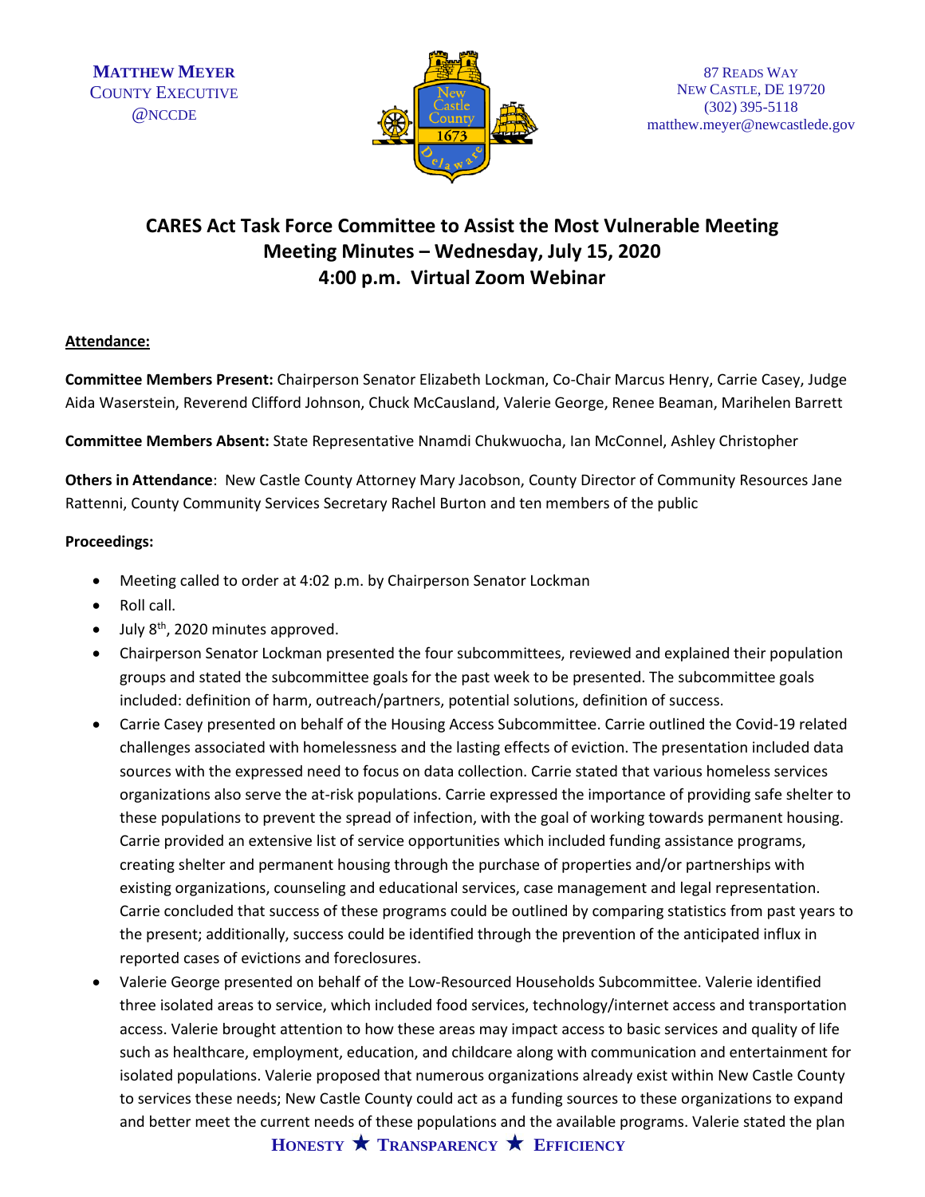**MATTHEW MEYER**
COUNTY EXECUTIVE
@NCCDE

87 READS WAY
NEW CASTLE, DE 19720
(302) 395-5118
matthew.meyer@newcastlede.gov

# CARES Act Task Force Committee to Assist the Most Vulnerable Meeting
## Meeting Minutes – Wednesday, July 15, 2020
## 4:00 p.m. Virtual Zoom Webinar

**Attendance:**

**Committee Members Present:** Chairperson Senator Elizabeth Lockman, Co-Chair Marcus Henry, Carrie Casey, Judge Aida Waserstein, Reverend Clifford Johnson, Chuck McCausland, Valerie George, Renee Beaman, Marihelen Barrett

**Committee Members Absent:** State Representative Nnamdi Chukwuocha, Ian McConnel, Ashley Christopher

**Others in Attendance**: New Castle County Attorney Mary Jacobson, County Director of Community Resources Jane Rattenni, County Community Services Secretary Rachel Burton and ten members of the public

**Proceedings:**

- Meeting called to order at 4:02 p.m. by Chairperson Senator Lockman
- Roll call.
- July 8th, 2020 minutes approved.
- Chairperson Senator Lockman presented the four subcommittees, reviewed and explained their population groups and stated the subcommittee goals for the past week to be presented. The subcommittee goals included: definition of harm, outreach/partners, potential solutions, definition of success.
- Carrie Casey presented on behalf of the Housing Access Subcommittee. Carrie outlined the Covid-19 related challenges associated with homelessness and the lasting effects of eviction. The presentation included data sources with the expressed need to focus on data collection. Carrie stated that various homeless services organizations also serve the at-risk populations. Carrie expressed the importance of providing safe shelter to these populations to prevent the spread of infection, with the goal of working towards permanent housing. Carrie provided an extensive list of service opportunities which included funding assistance programs, creating shelter and permanent housing through the purchase of properties and/or partnerships with existing organizations, counseling and educational services, case management and legal representation. Carrie concluded that success of these programs could be outlined by comparing statistics from past years to the present; additionally, success could be identified through the prevention of the anticipated influx in reported cases of evictions and foreclosures.
- Valerie George presented on behalf of the Low-Resourced Households Subcommittee. Valerie identified three isolated areas to service, which included food services, technology/internet access and transportation access. Valerie brought attention to how these areas may impact access to basic services and quality of life such as healthcare, employment, education, and childcare along with communication and entertainment for isolated populations. Valerie proposed that numerous organizations already exist within New Castle County to services these needs; New Castle County could act as a funding sources to these organizations to expand and better meet the current needs of these populations and the available programs. Valerie stated the plan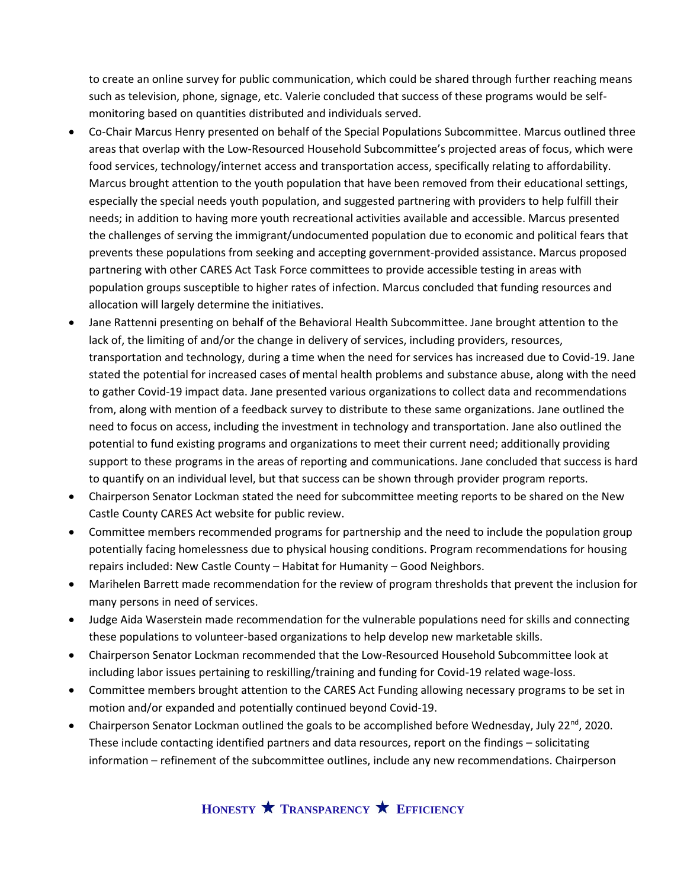to create an online survey for public communication, which could be shared through further reaching means such as television, phone, signage, etc. Valerie concluded that success of these programs would be self-monitoring based on quantities distributed and individuals served.

- Co-Chair Marcus Henry presented on behalf of the Special Populations Subcommittee. Marcus outlined three areas that overlap with the Low-Resourced Household Subcommittee's projected areas of focus, which were food services, technology/internet access and transportation access, specifically relating to affordability. Marcus brought attention to the youth population that have been removed from their educational settings, especially the special needs youth population, and suggested partnering with providers to help fulfill their needs; in addition to having more youth recreational activities available and accessible. Marcus presented the challenges of serving the immigrant/undocumented population due to economic and political fears that prevents these populations from seeking and accepting government-provided assistance. Marcus proposed partnering with other CARES Act Task Force committees to provide accessible testing in areas with population groups susceptible to higher rates of infection. Marcus concluded that funding resources and allocation will largely determine the initiatives.
- Jane Rattenni presenting on behalf of the Behavioral Health Subcommittee. Jane brought attention to the lack of, the limiting of and/or the change in delivery of services, including providers, resources, transportation and technology, during a time when the need for services has increased due to Covid-19. Jane stated the potential for increased cases of mental health problems and substance abuse, along with the need to gather Covid-19 impact data. Jane presented various organizations to collect data and recommendations from, along with mention of a feedback survey to distribute to these same organizations. Jane outlined the need to focus on access, including the investment in technology and transportation. Jane also outlined the potential to fund existing programs and organizations to meet their current need; additionally providing support to these programs in the areas of reporting and communications. Jane concluded that success is hard to quantify on an individual level, but that success can be shown through provider program reports.
- Chairperson Senator Lockman stated the need for subcommittee meeting reports to be shared on the New Castle County CARES Act website for public review.
- Committee members recommended programs for partnership and the need to include the population group potentially facing homelessness due to physical housing conditions. Program recommendations for housing repairs included: New Castle County – Habitat for Humanity – Good Neighbors.
- Marihelen Barrett made recommendation for the review of program thresholds that prevent the inclusion for many persons in need of services.
- Judge Aida Waserstein made recommendation for the vulnerable populations need for skills and connecting these populations to volunteer-based organizations to help develop new marketable skills.
- Chairperson Senator Lockman recommended that the Low-Resourced Household Subcommittee look at including labor issues pertaining to reskilling/training and funding for Covid-19 related wage-loss.
- Committee members brought attention to the CARES Act Funding allowing necessary programs to be set in motion and/or expanded and potentially continued beyond Covid-19.
- Chairperson Senator Lockman outlined the goals to be accomplished before Wednesday, July 22nd, 2020. These include contacting identified partners and data resources, report on the findings – solicitating information – refinement of the subcommittee outlines, include any new recommendations. Chairperson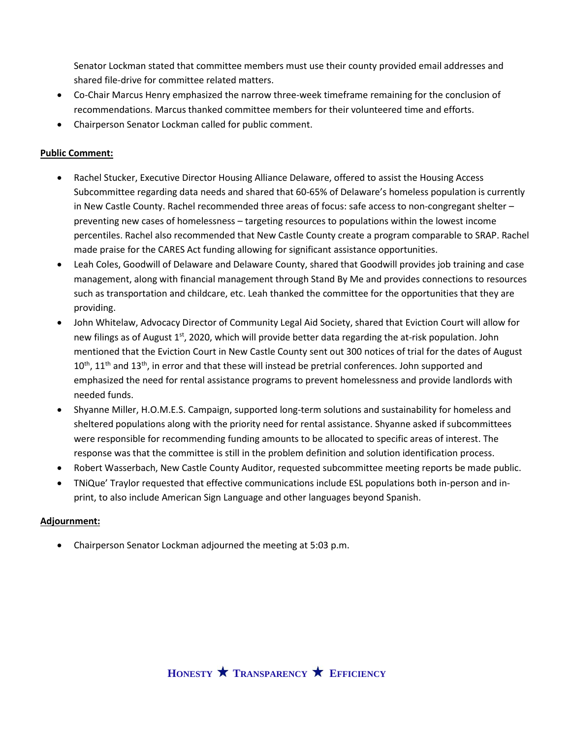Senator Lockman stated that committee members must use their county provided email addresses and shared file-drive for committee related matters.

- Co-Chair Marcus Henry emphasized the narrow three-week timeframe remaining for the conclusion of recommendations. Marcus thanked committee members for their volunteered time and efforts.
- Chairperson Senator Lockman called for public comment.

**Public Comment:**

- Rachel Stucker, Executive Director Housing Alliance Delaware, offered to assist the Housing Access Subcommittee regarding data needs and shared that 60-65% of Delaware's homeless population is currently in New Castle County. Rachel recommended three areas of focus: safe access to non-congregant shelter – preventing new cases of homelessness – targeting resources to populations within the lowest income percentiles. Rachel also recommended that New Castle County create a program comparable to SRAP. Rachel made praise for the CARES Act funding allowing for significant assistance opportunities.
- Leah Coles, Goodwill of Delaware and Delaware County, shared that Goodwill provides job training and case management, along with financial management through Stand By Me and provides connections to resources such as transportation and childcare, etc. Leah thanked the committee for the opportunities that they are providing.
- John Whitelaw, Advocacy Director of Community Legal Aid Society, shared that Eviction Court will allow for new filings as of August 1st, 2020, which will provide better data regarding the at-risk population. John mentioned that the Eviction Court in New Castle County sent out 300 notices of trial for the dates of August 10th, 11th and 13th, in error and that these will instead be pretrial conferences. John supported and emphasized the need for rental assistance programs to prevent homelessness and provide landlords with needed funds.
- Shyanne Miller, H.O.M.E.S. Campaign, supported long-term solutions and sustainability for homeless and sheltered populations along with the priority need for rental assistance. Shyanne asked if subcommittees were responsible for recommending funding amounts to be allocated to specific areas of interest. The response was that the committee is still in the problem definition and solution identification process.
- Robert Wasserbach, New Castle County Auditor, requested subcommittee meeting reports be made public.
- TNiQue' Traylor requested that effective communications include ESL populations both in-person and in-print, to also include American Sign Language and other languages beyond Spanish.

**Adjournment:**

- Chairperson Senator Lockman adjourned the meeting at 5:03 p.m.